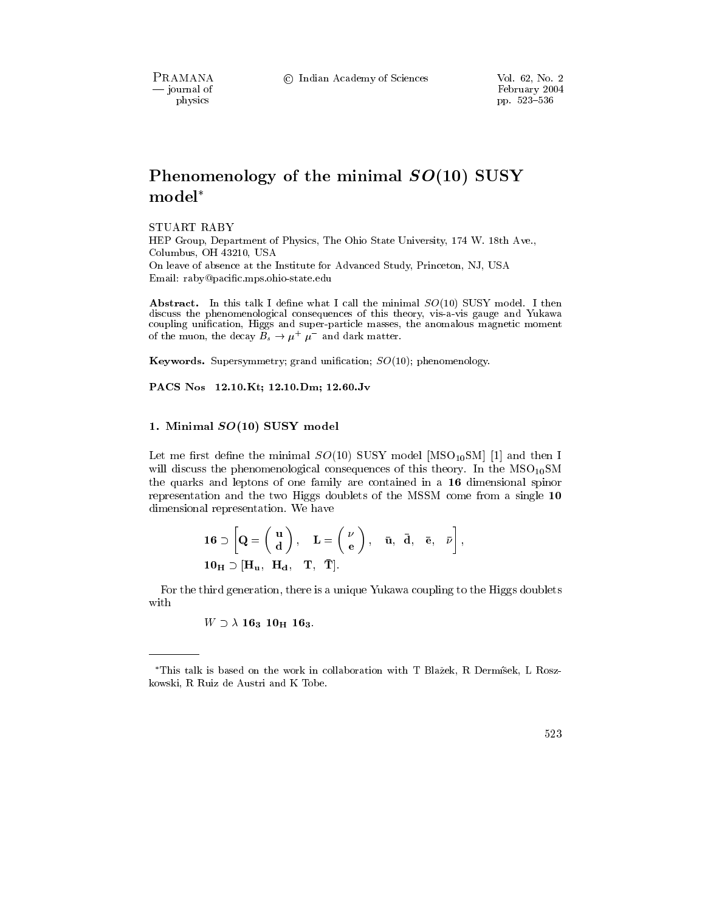# Phenomenology of the minimal $SO(10)$ SUSY model*

STUART RABY

HEP Group, Department of Physics, The Ohio State University, 174 W. 18th Ave., Columbus, OH 43210, USA

On leave of absence at the Institute for Advanced Study, Princeton, NJ, USA

Email: raby@pacific.mps.ohio-state.edu

**Abstract.** In this talk I define what I call the minimal $SO(10)$ SUSY model. I then discuss the phenomenological consequences of this theory, vis-a-vis gauge and Yukawa coupling unification, Higgs and super-particle masses, the anomalous magnetic moment of the muon, the decay $B_s \to \mu^+ \mu^-$ and dark matter.

**Keywords.** Supersymmetry; grand unification; $SO(10)$; phenomenology.

**PACS Nos** 12.10.Kt; 12.10.Dm; 12.60.Jv

## 1. Minimal $SO(10)$ SUSY model

Let me first define the minimal $SO(10)$ SUSY model [$\mathrm{MSO_{10}SM}$] [1] and then I will discuss the phenomenological consequences of this theory. In the $\mathrm{MSO_{10}SM}$ the quarks and leptons of one family are contained in a **16** dimensional spinor representation and the two Higgs doublets of the MSSM come from a single **10** dimensional representation. We have

$$\mathbf{16} \supset \left[ \mathbf{Q} = \begin{pmatrix} \mathbf{u} \\ \mathbf{d} \end{pmatrix}, \quad \mathbf{L} = \begin{pmatrix} \nu \\ \mathbf{e} \end{pmatrix}, \quad \bar{\mathbf{u}}, \;\; \bar{\mathbf{d}}, \;\; \bar{\mathbf{e}}, \;\; \bar{\nu} \right],$$

$$\mathbf{10_H} \supset [\mathbf{H_u}, \;\; \mathbf{H_d}, \;\; \mathbf{T}, \;\; \bar{\mathbf{T}}].$$

For the third generation, there is a unique Yukawa coupling to the Higgs doublets with

$$W \supset \lambda \; \mathbf{16_3} \; \mathbf{10_H} \; \mathbf{16_3}.$$

*This talk is based on the work in collaboration with T Blažek, R Dermíšek, L Roszkowski, R Ruiz de Austri and K Tobe.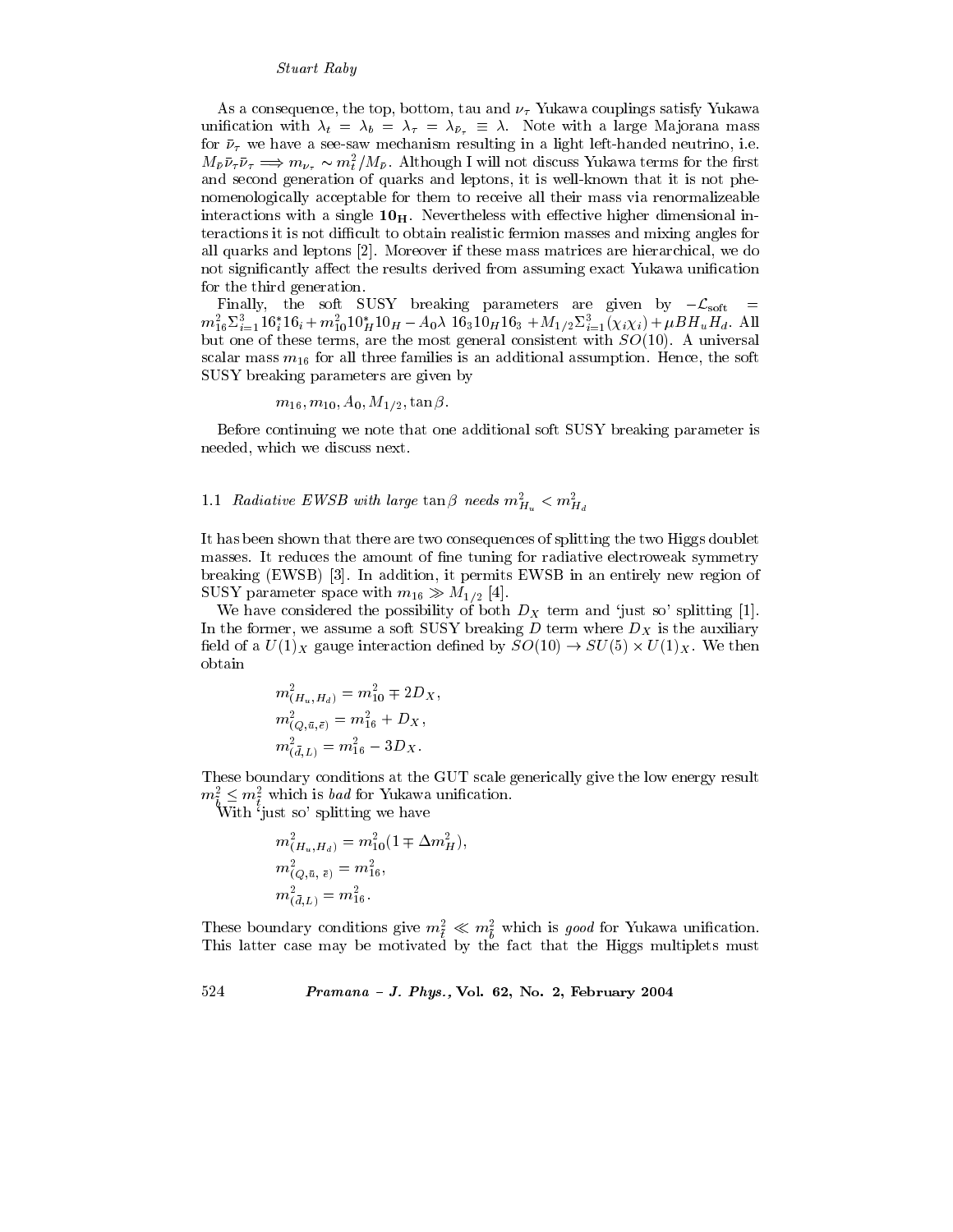As a consequence, the top, bottom, tau and $\nu_\tau$ Yukawa couplings satisfy Yukawa unification with $\lambda_t = \lambda_b = \lambda_\tau = \lambda_{\bar{\nu}_\tau} \equiv \lambda$. Note with a large Majorana mass for $\bar{\nu}_\tau$ we have a see-saw mechanism resulting in a light left-handed neutrino, i.e. $M_{\bar{\nu}} \bar{\nu}_\tau \bar{\nu}_\tau \Longrightarrow m_{\nu_\tau} \sim m_t^2/M_{\bar{\nu}}$. Although I will not discuss Yukawa terms for the first and second generation of quarks and leptons, it is well-known that it is not phenomenologically acceptable for them to receive all their mass via renormalizeable interactions with a single $\mathbf{10_H}$. Nevertheless with effective higher dimensional interactions it is not difficult to obtain realistic fermion masses and mixing angles for all quarks and leptons [2]. Moreover if these mass matrices are hierarchical, we do not significantly affect the results derived from assuming exact Yukawa unification for the third generation.

Finally, the soft SUSY breaking parameters are given by $-\mathcal{L}_{\rm soft} = m_{16}^2 \Sigma_{i=1}^3 16_i^* 16_i + m_{10}^2 10_H^* 10_H - A_0 \lambda \; 16_3 10_H 16_3 + M_{1/2} \Sigma_{i=1}^3 (\chi_i \chi_i) + \mu B H_u H_d$. All but one of these terms, are the most general consistent with $SO(10)$. A universal scalar mass $m_{16}$ for all three families is an additional assumption. Hence, the soft SUSY breaking parameters are given by

$$m_{16}, m_{10}, A_0, M_{1/2}, \tan\beta.$$

Before continuing we note that one additional soft SUSY breaking parameter is needed, which we discuss next.

### 1.1 *Radiative EWSB with large* $\tan\beta$ *needs* $m_{H_u}^2 < m_{H_d}^2$

It has been shown that there are two consequences of splitting the two Higgs doublet masses. It reduces the amount of fine tuning for radiative electroweak symmetry breaking (EWSB) [3]. In addition, it permits EWSB in an entirely new region of SUSY parameter space with $m_{16} \gg M_{1/2}$ [4].

We have considered the possibility of both $D_X$ term and 'just so' splitting [1]. In the former, we assume a soft SUSY breaking $D$ term where $D_X$ is the auxiliary field of a $U(1)_X$ gauge interaction defined by $SO(10) \to SU(5) \times U(1)_X$. We then obtain

$$m_{(H_u,H_d)}^2 = m_{10}^2 \mp 2D_X,$$
$$m_{(Q,\bar{u},\bar{e})}^2 = m_{16}^2 + D_X,$$
$$m_{(\bar{d},L)}^2 = m_{16}^2 - 3D_X.$$

These boundary conditions at the GUT scale generically give the low energy result $m_{\tilde{b}}^2 \leq m_{\tilde{t}}^2$ which is *bad* for Yukawa unification.

With 'just so' splitting we have

$$m_{(H_u,H_d)}^2 = m_{10}^2 (1 \mp \Delta m_H^2),$$
$$m_{(Q,\bar{u},\,\bar{e})}^2 = m_{16}^2,$$
$$m_{(\bar{d},L)}^2 = m_{16}^2.$$

These boundary conditions give $m_{\tilde{t}}^2 \ll m_{\tilde{b}}^2$ which is *good* for Yukawa unification. This latter case may be motivated by the fact that the Higgs multiplets must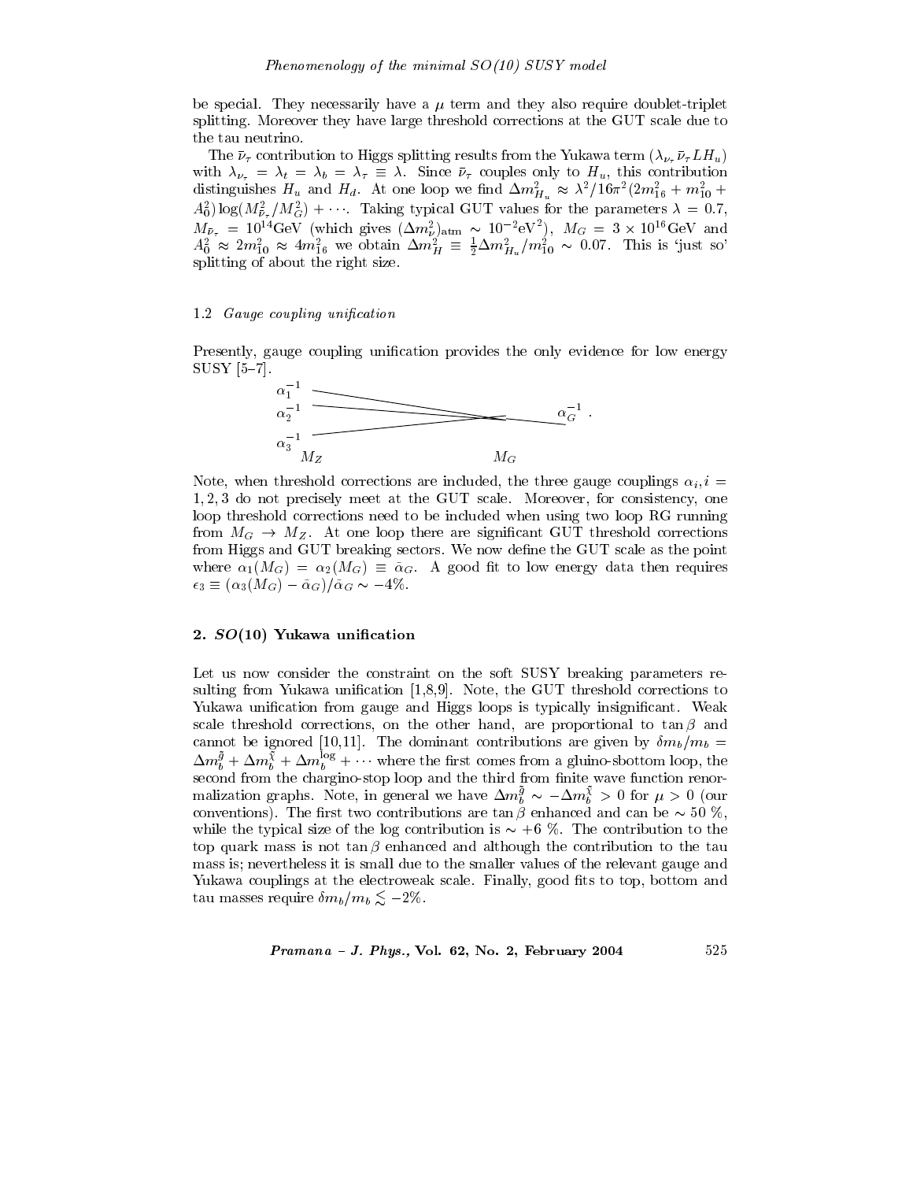be special. They necessarily have a $\mu$ term and they also require doublet-triplet splitting. Moreover they have large threshold corrections at the GUT scale due to the tau neutrino.

The $\bar{\nu}_\tau$ contribution to Higgs splitting results from the Yukawa term $(\lambda_{\nu_\tau} \bar{\nu}_\tau L H_u)$ with $\lambda_{\nu_\tau} = \lambda_t = \lambda_b = \lambda_\tau \equiv \lambda$. Since $\bar{\nu}_\tau$ couples only to $H_u$, this contribution distinguishes $H_u$ and $H_d$. At one loop we find $\Delta m^2_{H_u} \approx \lambda^2/16\pi^2 (2m^2_{16} + m^2_{10} + A^2_0) \log(M^2_{\bar{\nu}_\tau}/M^2_G) + \cdots$. Taking typical GUT values for the parameters $\lambda = 0.7$, $M_{\bar{\nu}_\tau} = 10^{14}$GeV (which gives $(\Delta m^2_\nu)_{\rm atm} \sim 10^{-2}{\rm eV}^2$), $M_G = 3 \times 10^{16}$GeV and $A^2_0 \approx 2m^2_{10} \approx 4m^2_{16}$ we obtain $\Delta m^2_H \equiv \frac{1}{2}\Delta m^2_{H_u}/m^2_{10} \sim 0.07$. This is 'just so' splitting of about the right size.

### 1.2 *Gauge coupling unification*

Presently, gauge coupling unification provides the only evidence for low energy SUSY [5–7].

$\alpha_1^{-1}$, $\alpha_2^{-1}$, $\alpha_3^{-1}$ ($M_Z$) $\rightarrow$ $\alpha_G^{-1}$ ($M_G$).

Note, when threshold corrections are included, the three gauge couplings $\alpha_i, i = 1, 2, 3$ do not precisely meet at the GUT scale. Moreover, for consistency, one loop threshold corrections need to be included when using two loop RG running from $M_G \rightarrow M_Z$. At one loop there are significant GUT threshold corrections from Higgs and GUT breaking sectors. We now define the GUT scale as the point where $\alpha_1(M_G) = \alpha_2(M_G) \equiv \tilde{\alpha}_G$. A good fit to low energy data then requires $\epsilon_3 \equiv (\alpha_3(M_G) - \tilde{\alpha}_G)/\tilde{\alpha}_G \sim -4\%$.

## 2. *SO*(10) Yukawa unification

Let us now consider the constraint on the soft SUSY breaking parameters resulting from Yukawa unification [1,8,9]. Note, the GUT threshold corrections to Yukawa unification from gauge and Higgs loops is typically insignificant. Weak scale threshold corrections, on the other hand, are proportional to $\tan\beta$ and cannot be ignored [10,11]. The dominant contributions are given by $\delta m_b/m_b = \Delta m_b^{\tilde{g}} + \Delta m_b^{\tilde{\chi}} + \Delta m_b^{\log} + \cdots$ where the first comes from a gluino-sbottom loop, the second from the chargino-stop loop and the third from finite wave function renormalization graphs. Note, in general we have $\Delta m_b^{\tilde{g}} \sim -\Delta m_b^{\tilde{\chi}} > 0$ for $\mu > 0$ (our conventions). The first two contributions are $\tan\beta$ enhanced and can be $\sim 50$ %, while the typical size of the log contribution is $\sim +6$ %. The contribution to the top quark mass is not $\tan\beta$ enhanced and although the contribution to the tau mass is; nevertheless it is small due to the smaller values of the relevant gauge and Yukawa couplings at the electroweak scale. Finally, good fits to top, bottom and tau masses require $\delta m_b/m_b \lesssim -2\%$.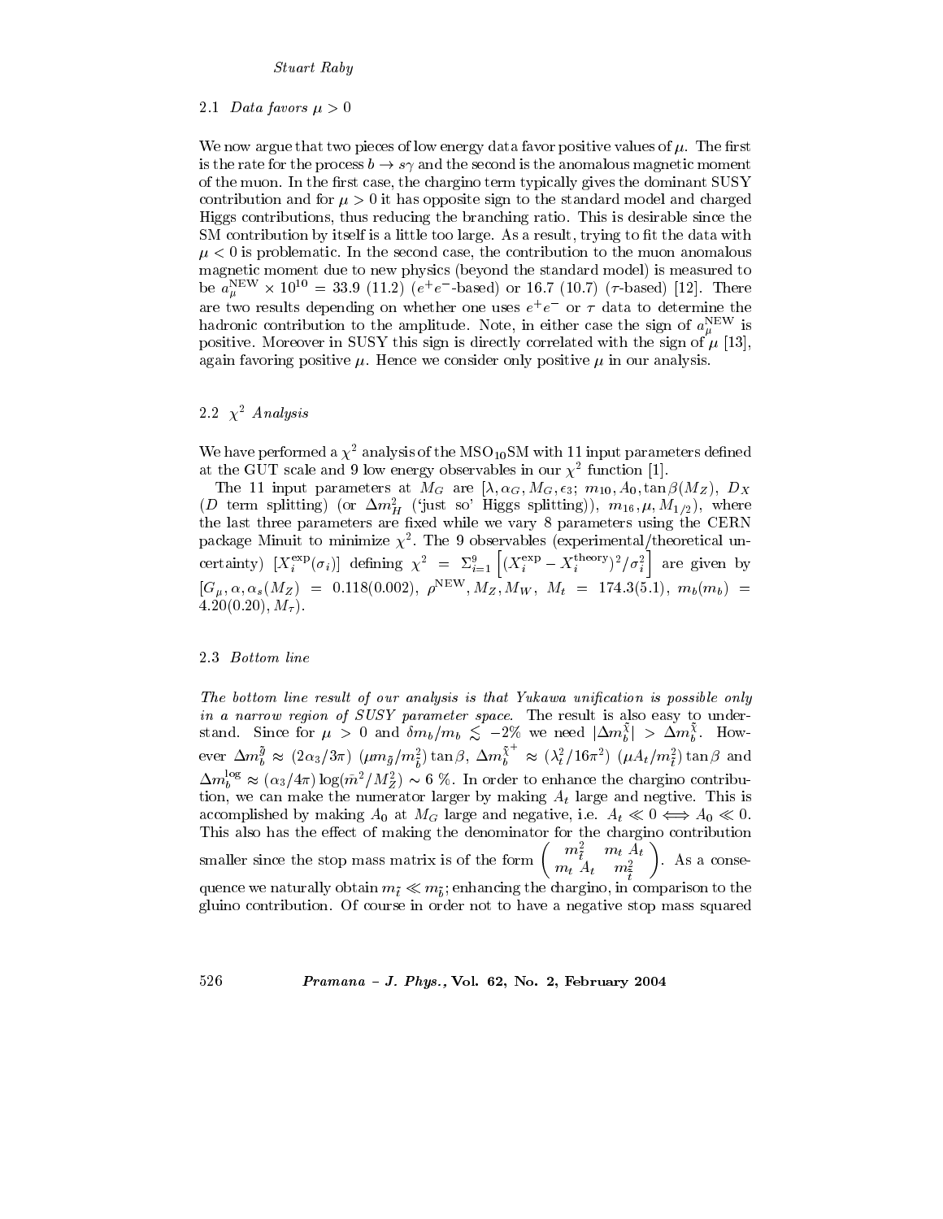### 2.1 *Data favors $\mu > 0$*

We now argue that two pieces of low energy data favor positive values of $\mu$. The first is the rate for the process $b \to s\gamma$ and the second is the anomalous magnetic moment of the muon. In the first case, the chargino term typically gives the dominant SUSY contribution and for $\mu > 0$ it has opposite sign to the standard model and charged Higgs contributions, thus reducing the branching ratio. This is desirable since the SM contribution by itself is a little too large. As a result, trying to fit the data with $\mu < 0$ is problematic. In the second case, the contribution to the muon anomalous magnetic moment due to new physics (beyond the standard model) is measured to be $a_\mu^{\rm NEW} \times 10^{10} = 33.9\ (11.2)$ ($e^+e^-$-based) or $16.7\ (10.7)$ ($\tau$-based) [12]. There are two results depending on whether one uses $e^+e^-$ or $\tau$ data to determine the hadronic contribution to the amplitude. Note, in either case the sign of $a_\mu^{\rm NEW}$ is positive. Moreover in SUSY this sign is directly correlated with the sign of $\mu$ [13], again favoring positive $\mu$. Hence we consider only positive $\mu$ in our analysis.

### 2.2 *$\chi^2$ Analysis*

We have performed a $\chi^2$ analysis of the MSO$_{10}$SM with 11 input parameters defined at the GUT scale and 9 low energy observables in our $\chi^2$ function [1].

The 11 input parameters at $M_G$ are $[\lambda, \alpha_G, M_G, \epsilon_3;\ m_{10}, A_0, \tan\beta(M_Z),\ D_X$ ($D$ term splitting) (or $\Delta m_H^2$ ('just so' Higgs splitting)), $m_{16}, \mu, M_{1/2})$, where the last three parameters are fixed while we vary 8 parameters using the CERN package Minuit to minimize $\chi^2$. The 9 observables (experimental/theoretical uncertainty) $[X_i^{\rm exp}(\sigma_i)]$ defining $\chi^2 = \Sigma_{i=1}^9 \left[(X_i^{\rm exp} - X_i^{\rm theory})^2/\sigma_i^2\right]$ are given by $[G_\mu, \alpha, \alpha_s(M_Z) = 0.118(0.002),\ \rho^{\rm NEW}, M_Z, M_W,\ M_t = 174.3(5.1),\ m_b(m_b) = 4.20(0.20), M_\tau)$.

### 2.3 *Bottom line*

*The bottom line result of our analysis is that Yukawa unification is possible only in a narrow region of SUSY parameter space.* The result is also easy to understand. Since for $\mu > 0$ and $\delta m_b/m_b \lesssim -2\%$ we need $|\Delta m_b^{\tilde{\chi}}| > \Delta m_b^{\tilde{\chi}}$. However $\Delta m_b^{\tilde{g}} \approx (2\alpha_3/3\pi)\ (\mu m_{\tilde{g}}/m_{\tilde{b}}^2) \tan\beta$, $\Delta m_b^{\tilde{\chi}^+} \approx (\lambda_t^2/16\pi^2)\ (\mu A_t/m_{\tilde{t}}^2) \tan\beta$ and $\Delta m_b^{\log} \approx (\alpha_3/4\pi) \log(\tilde{m}^2/M_Z^2) \sim 6\ \%$. In order to enhance the chargino contribution, we can make the numerator larger by making $A_t$ large and negtive. This is accomplished by making $A_0$ at $M_G$ large and negative, i.e. $A_t \ll 0 \Longleftrightarrow A_0 \ll 0$. This also has the effect of making the denominator for the chargino contribution smaller since the stop mass matrix is of the form $\begin{pmatrix} m_{\tilde{t}}^2 & m_t\ A_t \\ m_t\ A_t & m_{\bar{\tilde{t}}}^2 \end{pmatrix}$. As a consequence we naturally obtain $m_{\tilde{t}} \ll m_{\tilde{b}}$; enhancing the chargino, in comparison to the gluino contribution. Of course in order not to have a negative stop mass squared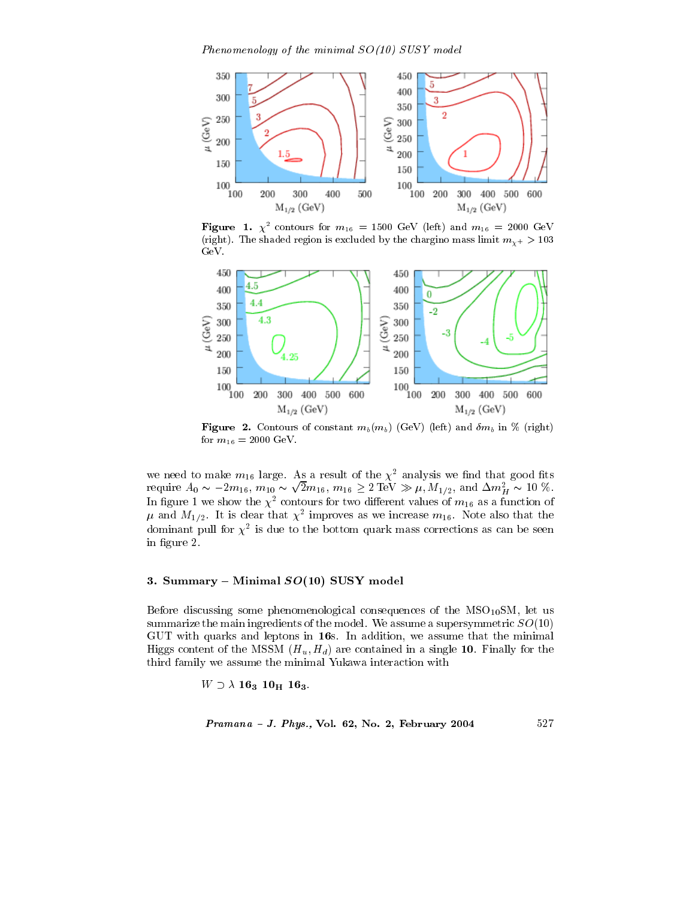**Figure 1.** $\chi^2$ contours for $m_{16} = 1500$ GeV (left) and $m_{16} = 2000$ GeV (right). The shaded region is excluded by the chargino mass limit $m_{\chi^+} > 103$ GeV.

**Figure 2.** Contours of constant $m_b(m_b)$ (GeV) (left) and $\delta m_b$ in % (right) for $m_{16} = 2000$ GeV.

we need to make $m_{16}$ large. As a result of the $\chi^2$ analysis we find that good fits require $A_0 \sim -2m_{16}$, $m_{10} \sim \sqrt{2}m_{16}$, $m_{16} \geq 2$ TeV $\gg \mu, M_{1/2}$, and $\Delta m_H^2 \sim 10$ %. In figure 1 we show the $\chi^2$ contours for two different values of $m_{16}$ as a function of $\mu$ and $M_{1/2}$. It is clear that $\chi^2$ improves as we increase $m_{16}$. Note also that the dominant pull for $\chi^2$ is due to the bottom quark mass corrections as can be seen in figure 2.

## 3. Summary – Minimal $SO(10)$ SUSY model

Before discussing some phenomenological consequences of the MSO$_{10}$SM, let us summarize the main ingredients of the model. We assume a supersymmetric $SO(10)$ GUT with quarks and leptons in **16**s. In addition, we assume that the minimal Higgs content of the MSSM $(H_u, H_d)$ are contained in a single **10**. Finally for the third family we assume the minimal Yukawa interaction with

$$W \supset \lambda\ \mathbf{16_3}\ \mathbf{10_H}\ \mathbf{16_3}.$$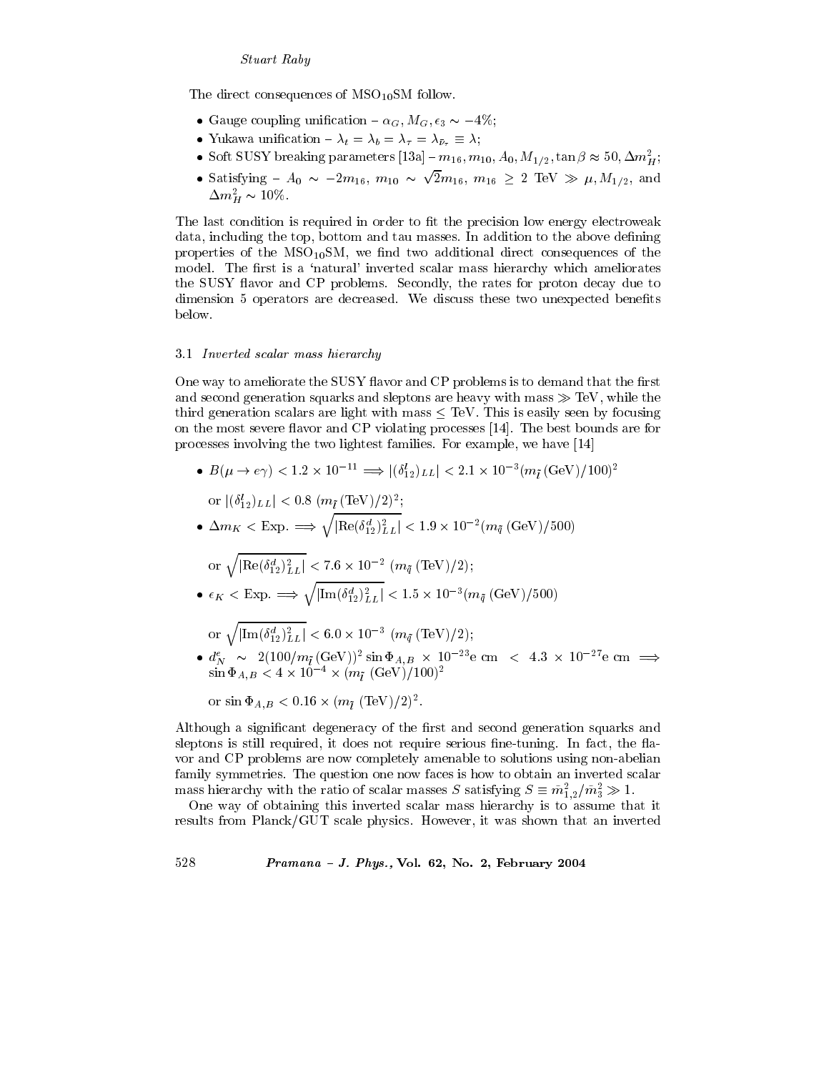The direct consequences of $\mathrm{MSO_{10}SM}$ follow.

- Gauge coupling unification – $\alpha_G, M_G, \epsilon_3 \sim -4\%$;
- Yukawa unification – $\lambda_t = \lambda_b = \lambda_\tau = \lambda_{\bar{\nu}_\tau} \equiv \lambda$;
- Soft SUSY breaking parameters [13a] – $m_{16}, m_{10}, A_0, M_{1/2}, \tan\beta \approx 50, \Delta m_H^2$;
- Satisfying – $A_0 \sim -2m_{16}$, $m_{10} \sim \sqrt{2}m_{16}$, $m_{16} \geq 2$ TeV $\gg \mu, M_{1/2}$, and $\Delta m_H^2 \sim 10\%$.

The last condition is required in order to fit the precision low energy electroweak data, including the top, bottom and tau masses. In addition to the above defining properties of the $\mathrm{MSO_{10}SM}$, we find two additional direct consequences of the model. The first is a 'natural' inverted scalar mass hierarchy which ameliorates the SUSY flavor and CP problems. Secondly, the rates for proton decay due to dimension 5 operators are decreased. We discuss these two unexpected benefits below.

### 3.1 *Inverted scalar mass hierarchy*

One way to ameliorate the SUSY flavor and CP problems is to demand that the first and second generation squarks and sleptons are heavy with mass $\gg$ TeV, while the third generation scalars are light with mass $\leq$ TeV. This is easily seen by focusing on the most severe flavor and CP violating processes [14]. The best bounds are for processes involving the two lightest families. For example, we have [14]

- $B(\mu \to e\gamma) < 1.2 \times 10^{-11} \implies |(\delta^l_{12})_{LL}| < 2.1 \times 10^{-3}(m_{\tilde{l}}\,(\mathrm{GeV})/100)^2$

  or $|(\delta^l_{12})_{LL}| < 0.8\ (m_{\tilde{l}}\,(\mathrm{TeV})/2)^2$;
- $\Delta m_K <$ Exp. $\implies \sqrt{|\mathrm{Re}(\delta^d_{12})^2_{LL}|} < 1.9 \times 10^{-2}(m_{\tilde{q}}\,(\mathrm{GeV})/500)$

  or $\sqrt{|\mathrm{Re}(\delta^d_{12})^2_{LL}|} < 7.6 \times 10^{-2}\ (m_{\tilde{q}}\,(\mathrm{TeV})/2)$;
- $\epsilon_K <$ Exp. $\implies \sqrt{|\mathrm{Im}(\delta^d_{12})^2_{LL}|} < 1.5 \times 10^{-3}(m_{\tilde{q}}\,(\mathrm{GeV})/500)$

  or $\sqrt{|\mathrm{Im}(\delta^d_{12})^2_{LL}|} < 6.0 \times 10^{-3}\ (m_{\tilde{q}}\,(\mathrm{TeV})/2)$;
- $d^e_N \sim 2(100/m_{\tilde{l}}\,(\mathrm{GeV}))^2 \sin\Phi_{A,B} \times 10^{-23}$e cm $< 4.3 \times 10^{-27}$e cm $\implies \sin\Phi_{A,B} < 4 \times 10^{-4} \times (m_{\tilde{l}}\,(\mathrm{GeV})/100)^2$

  or $\sin\Phi_{A,B} < 0.16 \times (m_{\tilde{l}}\,(\mathrm{TeV})/2)^2$.

Although a significant degeneracy of the first and second generation squarks and sleptons is still required, it does not require serious fine-tuning. In fact, the flavor and CP problems are now completely amenable to solutions using non-abelian family symmetries. The question one now faces is how to obtain an inverted scalar mass hierarchy with the ratio of scalar masses $S$ satisfying $S \equiv \bar{m}^2_{1,2}/\bar{m}^2_3 \gg 1$.

One way of obtaining this inverted scalar mass hierarchy is to assume that it results from Planck/GUT scale physics. However, it was shown that an inverted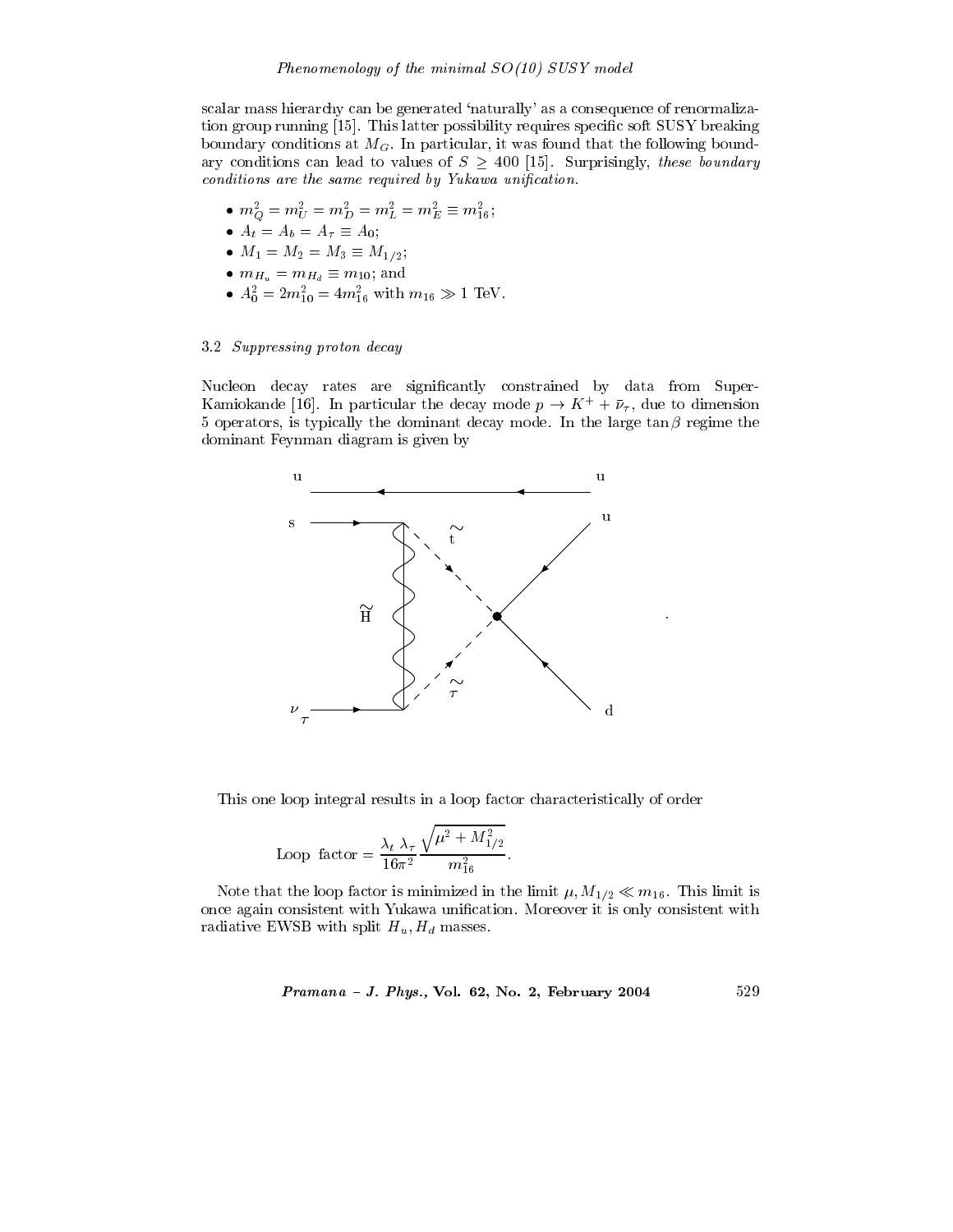scalar mass hierarchy can be generated 'naturally' as a consequence of renormalization group running [15]. This latter possibility requires specific soft SUSY breaking boundary conditions at $M_G$. In particular, it was found that the following boundary conditions can lead to values of $S \geq 400$ [15]. Surprisingly, *these boundary conditions are the same required by Yukawa unification.*

- $m_Q^2 = m_U^2 = m_D^2 = m_L^2 = m_E^2 \equiv m_{16}^2$;
- $A_t = A_b = A_\tau \equiv A_0$;
- $M_1 = M_2 = M_3 \equiv M_{1/2}$;
- $m_{H_u} = m_{H_d} \equiv m_{10}$; and
- $A_0^2 = 2m_{10}^2 = 4m_{16}^2$ with $m_{16} \gg 1$ TeV.

### 3.2 *Suppressing proton decay*

Nucleon decay rates are significantly constrained by data from Super-Kamiokande [16]. In particular the decay mode $p \to K^+ + \bar{\nu}_\tau$, due to dimension 5 operators, is typically the dominant decay mode. In the large $\tan\beta$ regime the dominant Feynman diagram is given by

This one loop integral results in a loop factor characteristically of order

$$\text{Loop factor} = \frac{\lambda_t \, \lambda_\tau}{16\pi^2} \frac{\sqrt{\mu^2 + M_{1/2}^2}}{m_{16}^2}.$$

Note that the loop factor is minimized in the limit $\mu, M_{1/2} \ll m_{16}$. This limit is once again consistent with Yukawa unification. Moreover it is only consistent with radiative EWSB with split $H_u, H_d$ masses.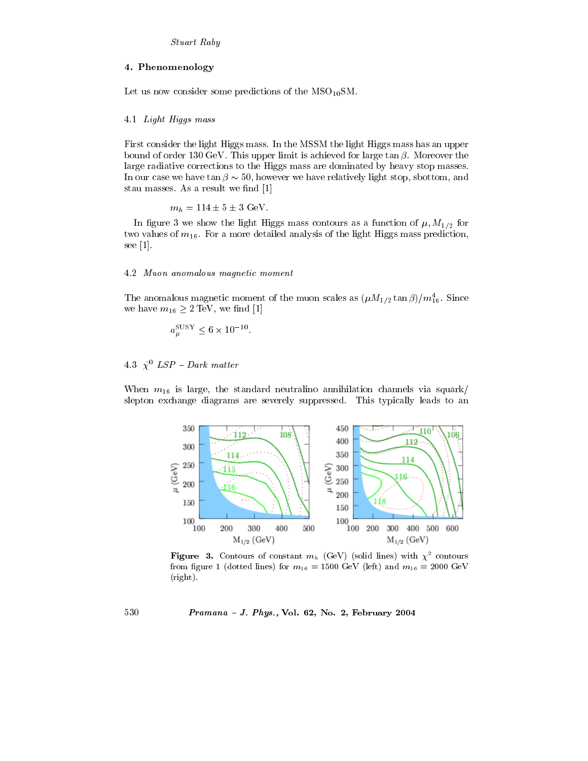## 4. Phenomenology

Let us now consider some predictions of the $\mathrm{MSO_{10}SM}$.

### 4.1 *Light Higgs mass*

First consider the light Higgs mass. In the MSSM the light Higgs mass has an upper bound of order 130 GeV. This upper limit is achieved for large $\tan\beta$. Moreover the large radiative corrections to the Higgs mass are dominated by heavy stop masses. In our case we have $\tan\beta \sim 50$, however we have relatively light stop, sbottom, and stau masses. As a result we find [1]

$$m_h = 114 \pm 5 \pm 3 \text{ GeV}.$$

In figure 3 we show the light Higgs mass contours as a function of $\mu, M_{1/2}$ for two values of $m_{16}$. For a more detailed analysis of the light Higgs mass prediction, see [1].

### 4.2 *Muon anomalous magnetic moment*

The anomalous magnetic moment of the muon scales as $(\mu M_{1/2} \tan\beta)/m_{16}^4$. Since we have $m_{16} \geq 2$ TeV, we find [1]

$$a_\mu^{\mathrm{SUSY}} \leq 6 \times 10^{-10}.$$

### 4.3 $\tilde{\chi}^0$ *LSP – Dark matter*

When $m_{16}$ is large, the standard neutralino annihilation channels via squark/slepton exchange diagrams are severely suppressed. This typically leads to an

**Figure 3.** Contours of constant $m_h$ (GeV) (solid lines) with $\chi^2$ contours from figure 1 (dotted lines) for $m_{16} = 1500$ GeV (left) and $m_{16} = 2000$ GeV (right).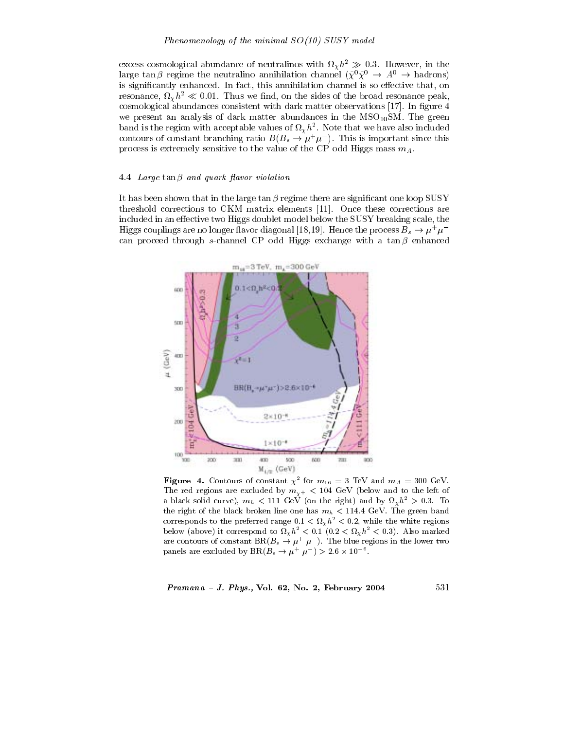excess cosmological abundance of neutralinos with $\Omega_\chi h^2 \gg 0.3$. However, in the large $\tan\beta$ regime the neutralino annihilation channel ($\bar{\chi}^0\chi^0 \to A^0 \to$ hadrons) is significantly enhanced. In fact, this annihilation channel is so effective that, on resonance, $\Omega_\chi h^2 \ll 0.01$. Thus we find, on the sides of the broad resonance peak, cosmological abundances consistent with dark matter observations [17]. In figure 4 we present an analysis of dark matter abundances in the $\mathrm{MSO_{10}SM}$. The green band is the region with acceptable values of $\Omega_\chi h^2$. Note that we have also included contours of constant branching ratio $B(B_s \to \mu^+\mu^-)$. This is important since this process is extremely sensitive to the value of the CP odd Higgs mass $m_A$.

### 4.4 *Large* $\tan\beta$ *and quark flavor violation*

It has been shown that in the large $\tan\beta$ regime there are significant one loop SUSY threshold corrections to CKM matrix elements [11]. Once these corrections are included in an effective two Higgs doublet model below the SUSY breaking scale, the Higgs couplings are no longer flavor diagonal [18,19]. Hence the process $B_s \to \mu^+\mu^-$ can proceed through $s$-channel CP odd Higgs exchange with a $\tan\beta$ enhanced

**Figure 4.** Contours of constant $\chi^2$ for $m_{16} = 3$ TeV and $m_A = 300$ GeV. The red regions are excluded by $m_{\chi^+} < 104$ GeV (below and to the left of a black solid curve), $m_h < 111$ GeV (on the right) and by $\Omega_\chi h^2 > 0.3$. To the right of the black broken line one has $m_h < 114.4$ GeV. The green band corresponds to the preferred range $0.1 < \Omega_\chi h^2 < 0.2$, while the white regions below (above) it correspond to $\Omega_\chi h^2 < 0.1$ ($0.2 < \Omega_\chi h^2 < 0.3$). Also marked are contours of constant $\mathrm{BR}(B_s \to \mu^+\mu^-)$. The blue regions in the lower two panels are excluded by $\mathrm{BR}(B_s \to \mu^+\mu^-) > 2.6 \times 10^{-6}$.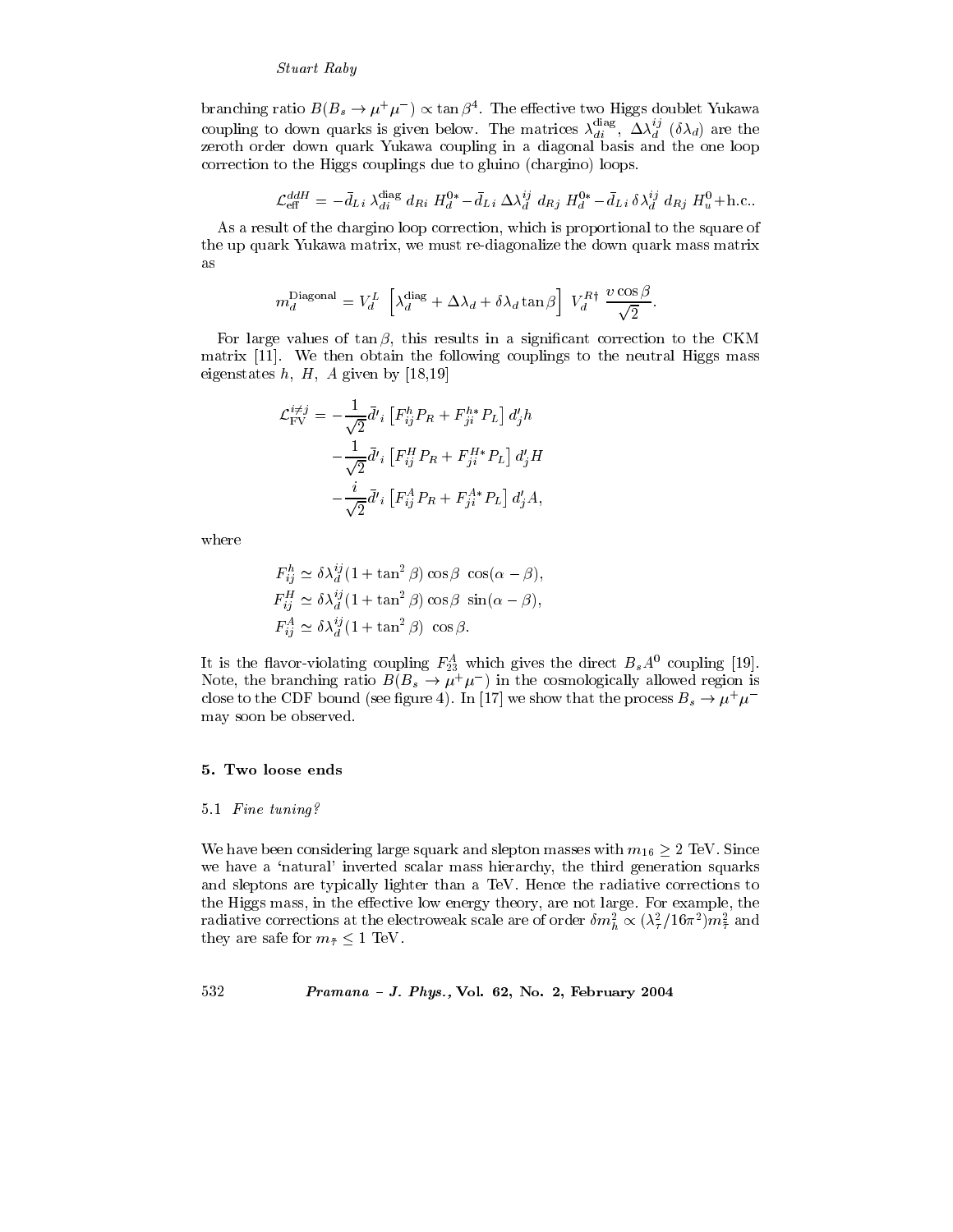branching ratio $B(B_s \to \mu^+\mu^-) \propto \tan\beta^4$. The effective two Higgs doublet Yukawa coupling to down quarks is given below. The matrices $\lambda_{di}^{\rm diag}$, $\Delta\lambda_d^{ij}$ ($\delta\lambda_d$) are the zeroth order down quark Yukawa coupling in a diagonal basis and the one loop correction to the Higgs couplings due to gluino (chargino) loops.

$$\mathcal{L}_{\rm eff}^{ddH} = -\bar{d}_{L\,i}\,\lambda_{di}^{\rm diag}\,d_{Ri}\,H_d^{0*} - \bar{d}_{L\,i}\,\Delta\lambda_d^{ij}\,d_{Rj}\,H_d^{0*} - \bar{d}_{L\,i}\,\delta\lambda_d^{ij}\,d_{Rj}\,H_u^{0} + \text{h.c.}.$$

As a result of the chargino loop correction, which is proportional to the square of the up quark Yukawa matrix, we must re-diagonalize the down quark mass matrix as

$$m_d^{\rm Diagonal} = V_d^L\,\left[\lambda_d^{\rm diag} + \Delta\lambda_d + \delta\lambda_d\tan\beta\right]\,V_d^{R\dagger}\,\frac{v\cos\beta}{\sqrt{2}}.$$

For large values of $\tan\beta$, this results in a significant correction to the CKM matrix [11]. We then obtain the following couplings to the neutral Higgs mass eigenstates $h$, $H$, $A$ given by [18,19]

$$\begin{aligned}
\mathcal{L}_{\rm FV}^{i\neq j} = &-\frac{1}{\sqrt{2}}\bar{d}'_i\left[F_{ij}^h P_R + F_{ji}^{h*}P_L\right]d'_j h \\
&-\frac{1}{\sqrt{2}}\bar{d}'_i\left[F_{ij}^H P_R + F_{ji}^{H*}P_L\right]d'_j H \\
&-\frac{i}{\sqrt{2}}\bar{d}'_i\left[F_{ij}^A P_R + F_{ji}^{A*}P_L\right]d'_j A,
\end{aligned}$$

where

$$\begin{aligned}
F_{ij}^h &\simeq \delta\lambda_d^{ij}(1+\tan^2\beta)\cos\beta\ \cos(\alpha-\beta), \\
F_{ij}^H &\simeq \delta\lambda_d^{ij}(1+\tan^2\beta)\cos\beta\ \sin(\alpha-\beta), \\
F_{ij}^A &\simeq \delta\lambda_d^{ij}(1+\tan^2\beta)\ \cos\beta.
\end{aligned}$$

It is the flavor-violating coupling $F_{23}^A$ which gives the direct $B_s A^0$ coupling [19]. Note, the branching ratio $B(B_s \to \mu^+\mu^-)$ in the cosmologically allowed region is close to the CDF bound (see figure 4). In [17] we show that the process $B_s \to \mu^+\mu^-$ may soon be observed.

## 5. Two loose ends

### 5.1 *Fine tuning?*

We have been considering large squark and slepton masses with $m_{16} \geq 2$ TeV. Since we have a 'natural' inverted scalar mass hierarchy, the third generation squarks and sleptons are typically lighter than a TeV. Hence the radiative corrections to the Higgs mass, in the effective low energy theory, are not large. For example, the radiative corrections at the electroweak scale are of order $\delta m_h^2 \propto (\lambda_t^2/16\pi^2)m_{\tilde{t}}^2$ and they are safe for $m_{\tilde{t}} \leq 1$ TeV.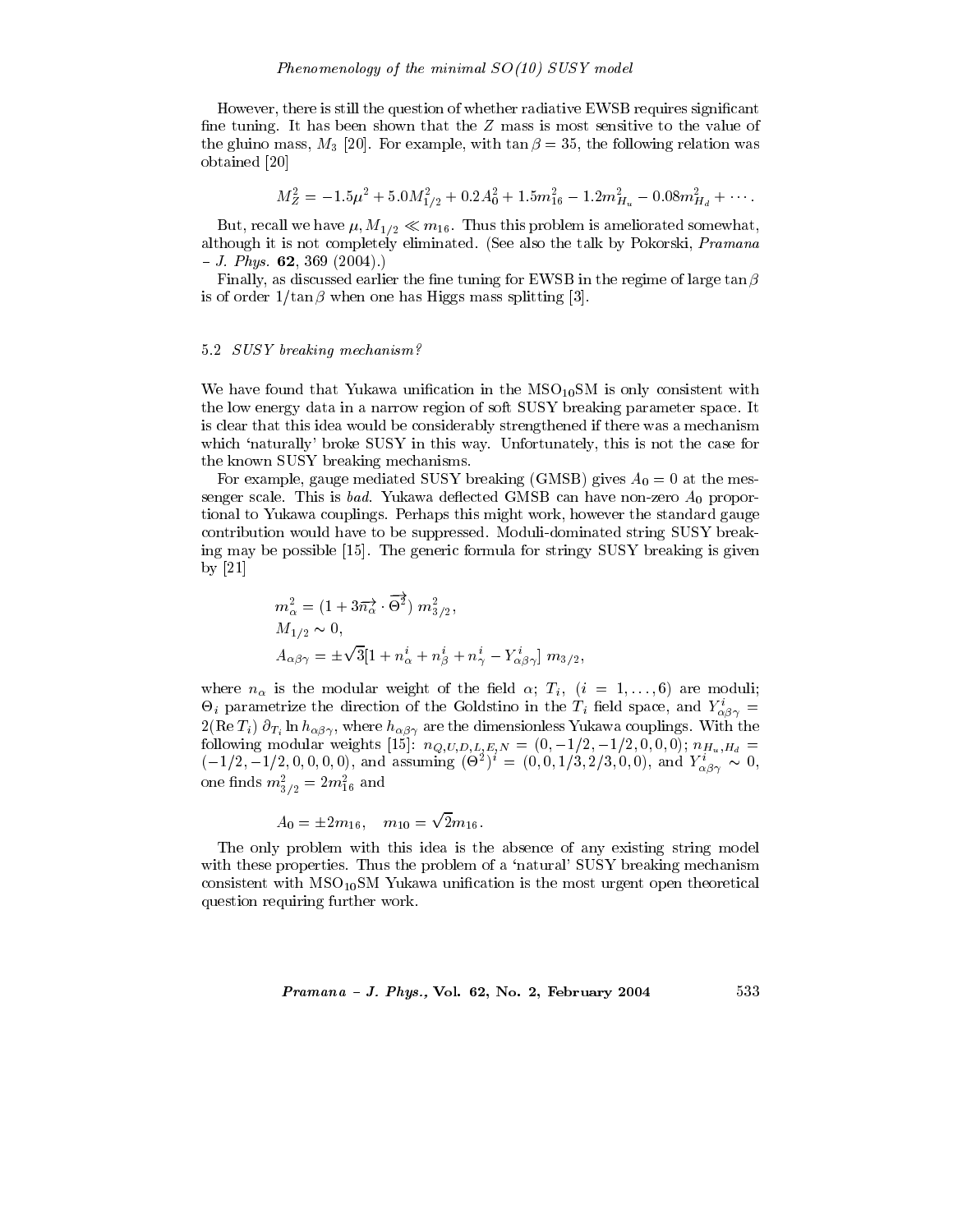However, there is still the question of whether radiative EWSB requires significant fine tuning. It has been shown that the $Z$ mass is most sensitive to the value of the gluino mass, $M_3$ [20]. For example, with $\tan\beta = 35$, the following relation was obtained [20]

$$M_Z^2 = -1.5\mu^2 + 5.0 M_{1/2}^2 + 0.2 A_0^2 + 1.5 m_{16}^2 - 1.2 m_{H_u}^2 - 0.08 m_{H_d}^2 + \cdots .$$

But, recall we have $\mu, M_{1/2} \ll m_{16}$. Thus this problem is ameliorated somewhat, although it is not completely eliminated. (See also the talk by Pokorski, *Pramana – J. Phys.* **62**, 369 (2004).)

Finally, as discussed earlier the fine tuning for EWSB in the regime of large $\tan\beta$ is of order $1/\tan\beta$ when one has Higgs mass splitting [3].

### 5.2 *SUSY breaking mechanism?*

We have found that Yukawa unification in the $\mathrm{MSO_{10}SM}$ is only consistent with the low energy data in a narrow region of soft SUSY breaking parameter space. It is clear that this idea would be considerably strengthened if there was a mechanism which 'naturally' broke SUSY in this way. Unfortunately, this is not the case for the known SUSY breaking mechanisms.

For example, gauge mediated SUSY breaking (GMSB) gives $A_0 = 0$ at the messenger scale. This is *bad*. Yukawa deflected GMSB can have non-zero $A_0$ proportional to Yukawa couplings. Perhaps this might work, however the standard gauge contribution would have to be suppressed. Moduli-dominated string SUSY breaking may be possible [15]. The generic formula for stringy SUSY breaking is given by [21]

$$m_\alpha^2 = (1 + 3\vec{n_\alpha} \cdot \vec{\Theta^2})\, m_{3/2}^2,$$

$$M_{1/2} \sim 0,$$

$$A_{\alpha\beta\gamma} = \pm\sqrt{3}[1 + n_\alpha^i + n_\beta^i + n_\gamma^i - Y_{\alpha\beta\gamma}^i]\, m_{3/2},$$

where $n_\alpha$ is the modular weight of the field $\alpha$; $T_i$, $(i = 1, \ldots, 6)$ are moduli; $\Theta_i$ parametrize the direction of the Goldstino in the $T_i$ field space, and $Y_{\alpha\beta\gamma}^i = 2(\mathrm{Re}\, T_i)\, \partial_{T_i} \ln h_{\alpha\beta\gamma}$, where $h_{\alpha\beta\gamma}$ are the dimensionless Yukawa couplings. With the following modular weights [15]: $n_{Q,U,D,L,E,N} = (0, -1/2, -1/2, 0, 0, 0)$; $n_{H_u,H_d} = (-1/2, -1/2, 0, 0, 0, 0)$, and assuming $(\Theta^2)^i = (0, 0, 1/3, 2/3, 0, 0)$, and $Y_{\alpha\beta\gamma}^i \sim 0$, one finds $m_{3/2}^2 = 2m_{16}^2$ and

$$A_0 = \pm 2 m_{16}, \quad m_{10} = \sqrt{2} m_{16}.$$

The only problem with this idea is the absence of any existing string model with these properties. Thus the problem of a 'natural' SUSY breaking mechanism consistent with $\mathrm{MSO_{10}SM}$ Yukawa unification is the most urgent open theoretical question requiring further work.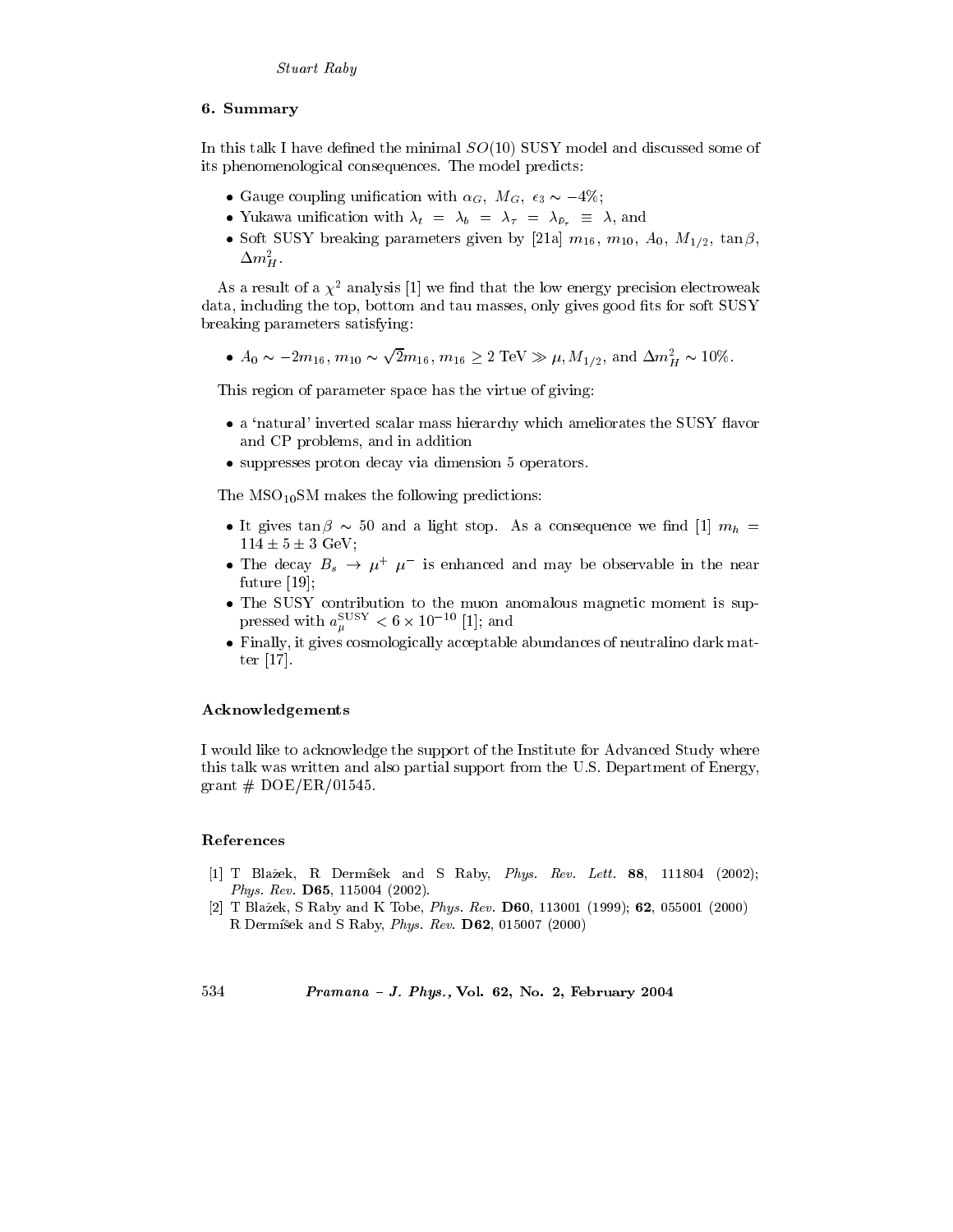## 6. Summary

In this talk I have defined the minimal $SO(10)$ SUSY model and discussed some of its phenomenological consequences. The model predicts:

- Gauge coupling unification with $\alpha_G$, $M_G$, $\epsilon_3 \sim -4\%$;
- Yukawa unification with $\lambda_t = \lambda_b = \lambda_\tau = \lambda_{\bar{\nu}_\tau} \equiv \lambda$, and
- Soft SUSY breaking parameters given by [21a] $m_{16}$, $m_{10}$, $A_0$, $M_{1/2}$, $\tan\beta$, $\Delta m_H^2$.

As a result of a $\chi^2$ analysis [1] we find that the low energy precision electroweak data, including the top, bottom and tau masses, only gives good fits for soft SUSY breaking parameters satisfying:

- $A_0 \sim -2m_{16}$, $m_{10} \sim \sqrt{2}m_{16}$, $m_{16} \geq 2$ TeV $\gg \mu, M_{1/2}$, and $\Delta m_H^2 \sim 10\%$.

This region of parameter space has the virtue of giving:

- a 'natural' inverted scalar mass hierarchy which ameliorates the SUSY flavor and CP problems, and in addition
- suppresses proton decay via dimension 5 operators.

The $\mathrm{MSO_{10}SM}$ makes the following predictions:

- It gives $\tan\beta \sim 50$ and a light stop. As a consequence we find [1] $m_h = 114 \pm 5 \pm 3$ GeV;
- The decay $B_s \to \mu^+ \, \mu^-$ is enhanced and may be observable in the near future [19];
- The SUSY contribution to the muon anomalous magnetic moment is suppressed with $a_\mu^{\mathrm{SUSY}} < 6 \times 10^{-10}$ [1]; and
- Finally, it gives cosmologically acceptable abundances of neutralino dark matter [17].

### Acknowledgements

I would like to acknowledge the support of the Institute for Advanced Study where this talk was written and also partial support from the U.S. Department of Energy, grant # DOE/ER/01545.

### References

[1] T Blažek, R Dermíšek and S Raby, *Phys. Rev. Lett.* **88**, 111804 (2002); *Phys. Rev.* **D65**, 115004 (2002).

[2] T Blažek, S Raby and K Tobe, *Phys. Rev.* **D60**, 113001 (1999); **62**, 055001 (2000) R Dermíšek and S Raby, *Phys. Rev.* **D62**, 015007 (2000)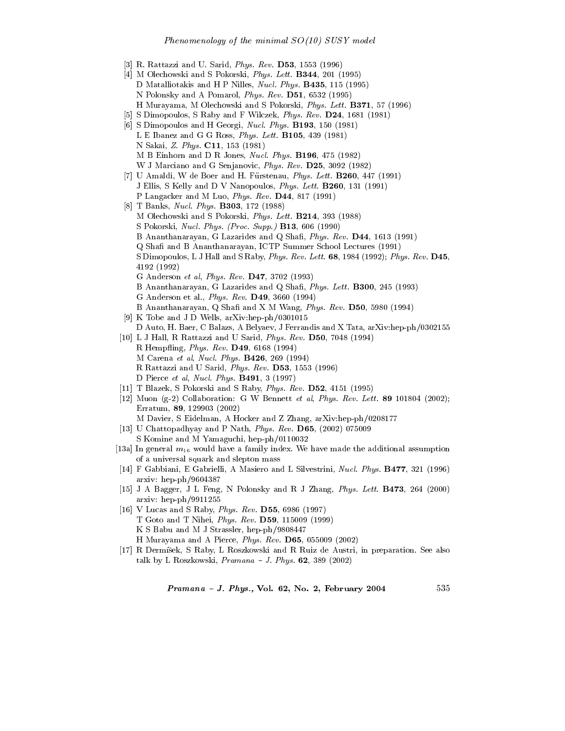[3] R. Rattazzi and U. Sarid, *Phys. Rev.* **D53**, 1553 (1996)

[4] M Olechowski and S Pokorski, *Phys. Lett.* **B344**, 201 (1995)
D Matalliotakis and H P Nilles, *Nucl. Phys.* **B435**, 115 (1995)
N Polonsky and A Pomarol, *Phys. Rev.* **D51**, 6532 (1995)
H Murayama, M Olechowski and S Pokorski, *Phys. Lett.* **B371**, 57 (1996)

[5] S Dimopoulos, S Raby and F Wilczek, *Phys. Rev.* **D24**, 1681 (1981)

[6] S Dimopoulos and H Georgi, *Nucl. Phys.* **B193**, 150 (1981)
L E Ibanez and G G Ross, *Phys. Lett.* **B105**, 439 (1981)
N Sakai, *Z. Phys.* **C11**, 153 (1981)
M B Einhorn and D R Jones, *Nucl. Phys.* **B196**, 475 (1982)
W J Marciano and G Senjanovic, *Phys. Rev.* **D25**, 3092 (1982)

[7] U Amaldi, W de Boer and H. Fürstenau, *Phys. Lett.* **B260**, 447 (1991)
J Ellis, S Kelly and D V Nanopoulos, *Phys. Lett.* **B260**, 131 (1991)
P Langacker and M Luo, *Phys. Rev.* **D44**, 817 (1991)

[8] T Banks, *Nucl. Phys.* **B303**, 172 (1988)
M Olechowski and S Pokorski, *Phys. Lett.* **B214**, 393 (1988)
S Pokorski, *Nucl. Phys. (Proc. Supp.)* **B13**, 606 (1990)
B Ananthanarayan, G Lazarides and Q Shafi, *Phys. Rev.* **D44**, 1613 (1991)
Q Shafi and B Ananthanarayan, ICTP Summer School Lectures (1991)
S Dimopoulos, L J Hall and S Raby, *Phys. Rev. Lett.* **68**, 1984 (1992); *Phys. Rev.* **D45**, 4192 (1992)
G Anderson *et al*, *Phys. Rev.* **D47**, 3702 (1993)
B Ananthanarayan, G Lazarides and Q Shafi, *Phys. Lett.* **B300**, 245 (1993)
G Anderson et al., *Phys. Rev.* **D49**, 3660 (1994)
B Ananthanarayan, Q Shafi and X M Wang, *Phys. Rev.* **D50**, 5980 (1994)

[9] K Tobe and J D Wells, arXiv:hep-ph/0301015
D Auto, H. Baer, C Balazs, A Belyaev, J Ferrandis and X Tata, arXiv:hep-ph/0302155

[10] L J Hall, R Rattazzi and U Sarid, *Phys. Rev.* **D50**, 7048 (1994)
R Hempfling, *Phys. Rev.* **D49**, 6168 (1994)
M Carena *et al*, *Nucl. Phys.* **B426**, 269 (1994)
R Rattazzi and U Sarid, *Phys. Rev.* **D53**, 1553 (1996)
D Pierce *et al*, *Nucl. Phys.* **B491**, 3 (1997)

[11] T Blazek, S Pokorski and S Raby, *Phys. Rev.* **D52**, 4151 (1995)

[12] Muon (g-2) Collaboration: G W Bennett *et al*, *Phys. Rev. Lett.* **89** 101804 (2002); Erratum, **89**, 129903 (2002)
M Davier, S Eidelman, A Hocker and Z Zhang, arXiv:hep-ph/0208177

[13] U Chattopadhyay and P Nath, *Phys. Rev.* **D65**, (2002) 075009
S Komine and M Yamaguchi, hep-ph/0110032

[13a] In general $m_{16}$ would have a family index. We have made the additional assumption of a universal squark and slepton mass

[14] F Gabbiani, E Gabrielli, A Masiero and L Silvestrini, *Nucl. Phys.* **B477**, 321 (1996) arxiv: hep-ph/9604387

[15] J A Bagger, J L Feng, N Polonsky and R J Zhang, *Phys. Lett.* **B473**, 264 (2000) arxiv: hep-ph/9911255

[16] V Lucas and S Raby, *Phys. Rev.* **D55**, 6986 (1997)
T Goto and T Nihei, *Phys. Rev.* **D59**, 115009 (1999)
K S Babu and M J Strassler, hep-ph/9808447
H Murayama and A Pierce, *Phys. Rev.* **D65**, 055009 (2002)

[17] R Dermíšek, S Raby, L Roszkowski and R Ruiz de Austri, in preparation. See also talk by L Roszkowski, *Pramana – J. Phys.* **62**, 389 (2002)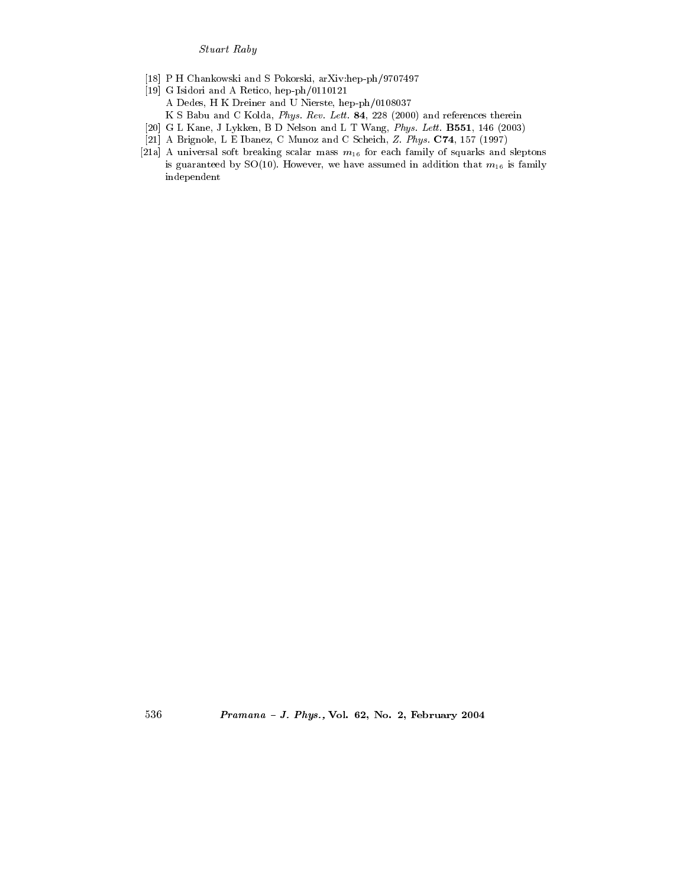[18] P H Chankowski and S Pokorski, arXiv:hep-ph/9707497

[19] G Isidori and A Retico, hep-ph/0110121
A Dedes, H K Dreiner and U Nierste, hep-ph/0108037
K S Babu and C Kolda, *Phys. Rev. Lett.* **84**, 228 (2000) and references therein

[20] G L Kane, J Lykken, B D Nelson and L T Wang, *Phys. Lett.* **B551**, 146 (2003)

[21] A Brignole, L E Ibanez, C Munoz and C Scheich, *Z. Phys.* **C74**, 157 (1997)

[21a] A universal soft breaking scalar mass $m_{16}$ for each family of squarks and sleptons is guaranteed by SO(10). However, we have assumed in addition that $m_{16}$ is family independent